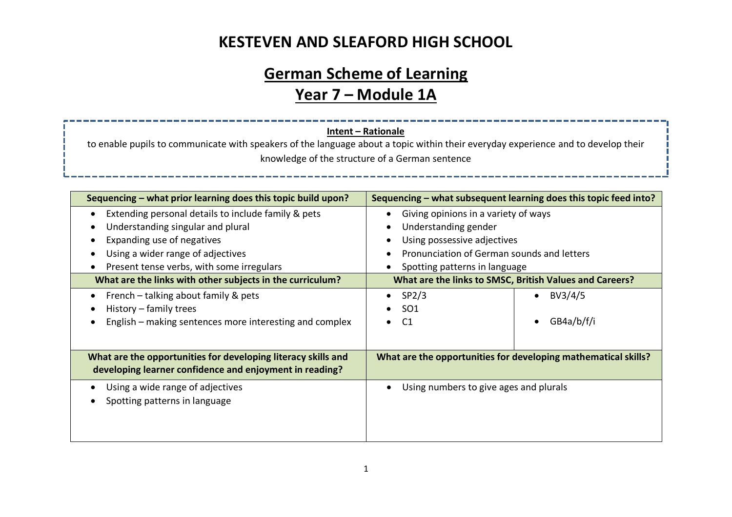# KESTEVEN AND SLEAFORD HIGH SCHOOL

## German Scheme of Learning

## Year 7 – Module 1A

**Intent – Rationale**

to enable pupils to communicate with speakers of the language about a topic within their everyday experience and to develop their knowledge of the structure of a German sentence

| Sequencing – what prior learning does this topic build upon? | Sequencing – what subsequent learning does this topic feed into? | |
|---|---|---|
| • Extending personal details to include family & pets<br>• Understanding singular and plural<br>• Expanding use of negatives<br>• Using a wider range of adjectives<br>• Present tense verbs, with some irregulars | • Giving opinions in a variety of ways<br>• Understanding gender<br>• Using possessive adjectives<br>• Pronunciation of German sounds and letters<br>• Spotting patterns in language | |
| **What are the links with other subjects in the curriculum?** | **What are the links to SMSC, British Values and Careers?** | |
| • French – talking about family & pets<br>• History – family trees<br>• English – making sentences more interesting and complex | • SP2/3<br>• SO1<br>• C1 | • BV3/4/5<br><br>• GB4a/b/f/i |
| **What are the opportunities for developing literacy skills and developing learner confidence and enjoyment in reading?** | **What are the opportunities for developing mathematical skills?** | |
| • Using a wide range of adjectives<br>• Spotting patterns in language | • Using numbers to give ages and plurals | |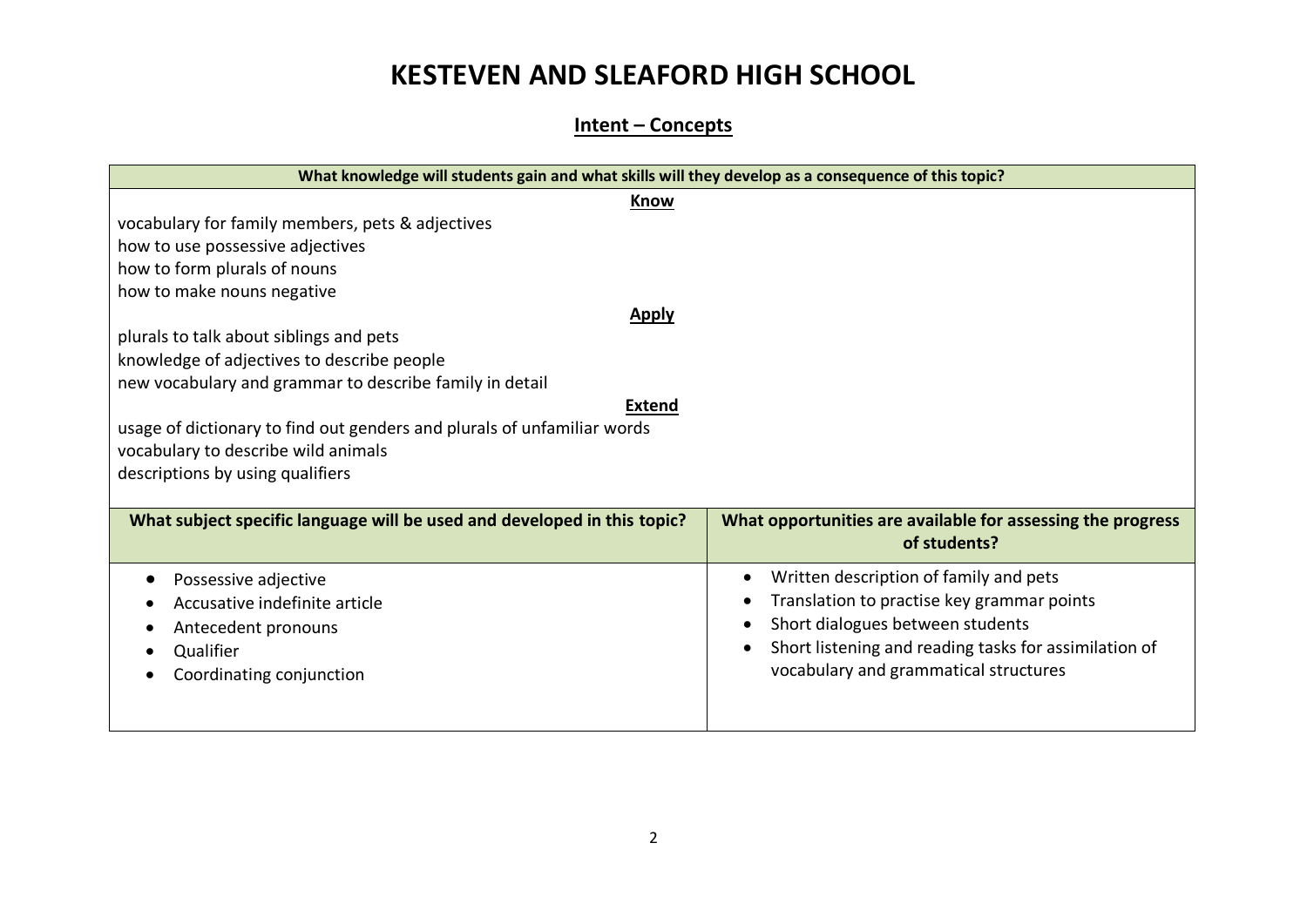# KESTEVEN AND SLEAFORD HIGH SCHOOL

## Intent – Concepts

| What knowledge will students gain and what skills will they develop as a consequence of this topic? | |
|---|---|
| **Know**<br>vocabulary for family members, pets & adjectives<br>how to use possessive adjectives<br>how to form plurals of nouns<br>how to make nouns negative<br>**Apply**<br>plurals to talk about siblings and pets<br>knowledge of adjectives to describe people<br>new vocabulary and grammar to describe family in detail<br>**Extend**<br>usage of dictionary to find out genders and plurals of unfamiliar words<br>vocabulary to describe wild animals<br>descriptions by using qualifiers | |
| **What subject specific language will be used and developed in this topic?** | **What opportunities are available for assessing the progress of students?** |
| • Possessive adjective<br>• Accusative indefinite article<br>• Antecedent pronouns<br>• Qualifier<br>• Coordinating conjunction | • Written description of family and pets<br>• Translation to practise key grammar points<br>• Short dialogues between students<br>• Short listening and reading tasks for assimilation of vocabulary and grammatical structures |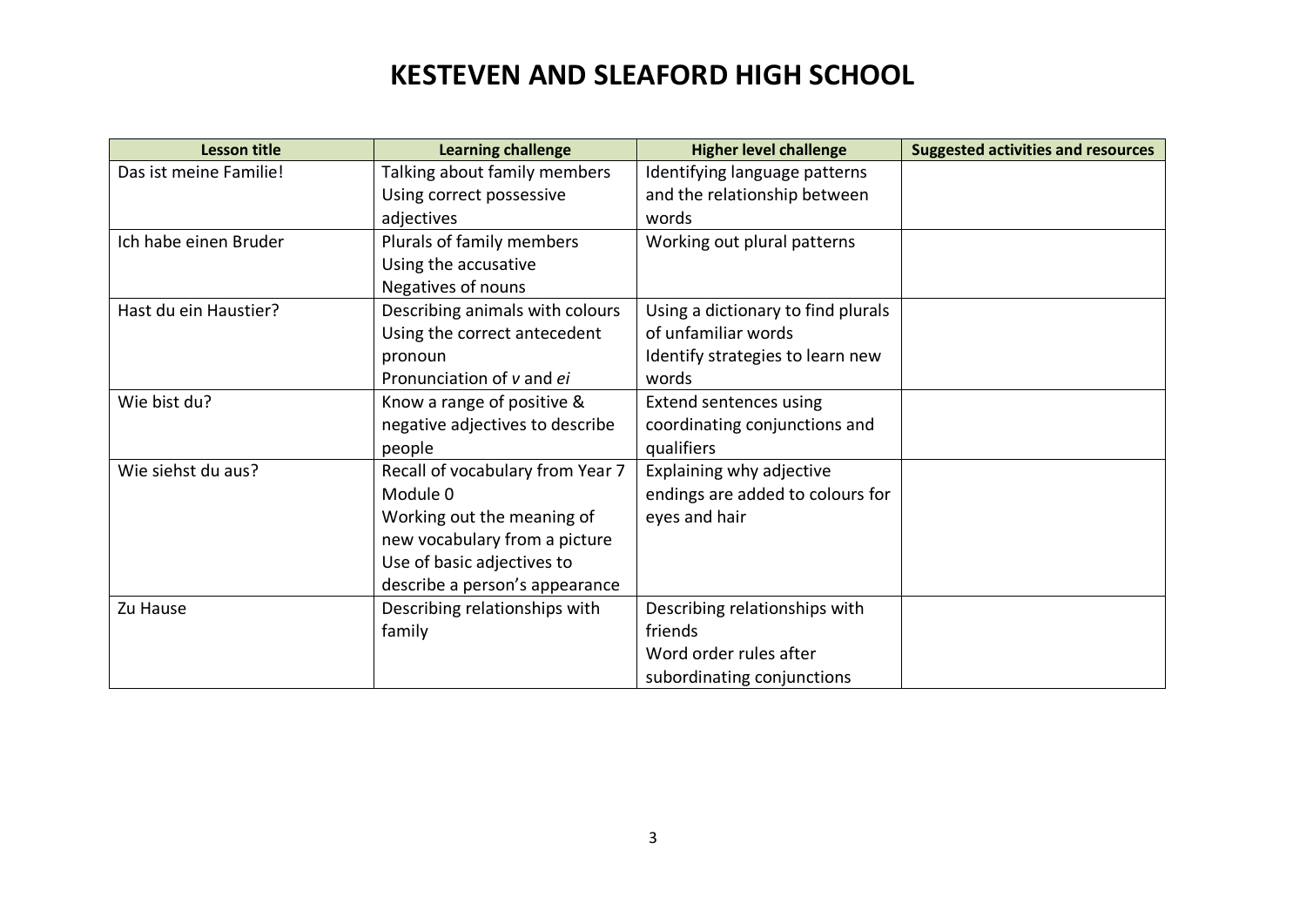# KESTEVEN AND SLEAFORD HIGH SCHOOL

| Lesson title | Learning challenge | Higher level challenge | Suggested activities and resources |
|---|---|---|---|
| Das ist meine Familie! | Talking about family members<br>Using correct possessive adjectives | Identifying language patterns and the relationship between words | |
| Ich habe einen Bruder | Plurals of family members<br>Using the accusative<br>Negatives of nouns | Working out plural patterns | |
| Hast du ein Haustier? | Describing animals with colours<br>Using the correct antecedent pronoun<br>Pronunciation of *v* and *ei* | Using a dictionary to find plurals of unfamiliar words<br>Identify strategies to learn new words | |
| Wie bist du? | Know a range of positive & negative adjectives to describe people | Extend sentences using coordinating conjunctions and qualifiers | |
| Wie siehst du aus? | Recall of vocabulary from Year 7 Module 0<br>Working out the meaning of new vocabulary from a picture<br>Use of basic adjectives to describe a person's appearance | Explaining why adjective endings are added to colours for eyes and hair | |
| Zu Hause | Describing relationships with family | Describing relationships with friends<br>Word order rules after subordinating conjunctions | |